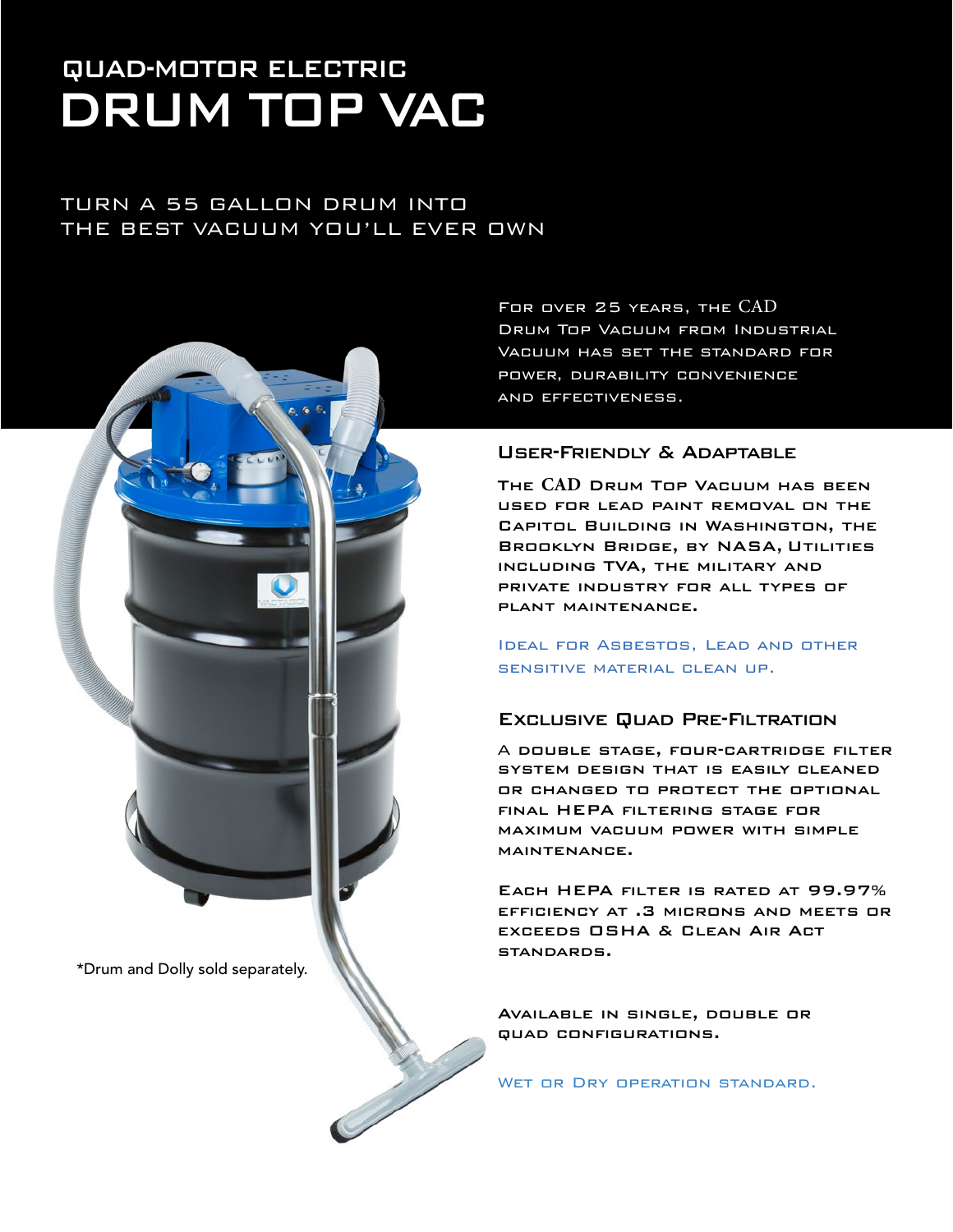## QUAD-MOTOR ELECTRIC

# DRUM TOP VAC

TURN A 55 GALLON DRUM INTO THE BEST VACUUM YOU'LL EVER OWN

For over 25 years, the CAD Drum Top Vacuum from Industrial Vacuum has set the standard for power, durability convenience and effectiveness.

### User-Friendly & Adaptable

The CAD Drum Top Vacuum has been used for lead paint removal on the Capitol Building in Washington, the Brooklyn Bridge, by NASA, Utilities including TVA, the military and private industry for all types of plant maintenance.

Ideal for Asbestos, Lead and other sensitive material clean up.

### Exclusive Quad Pre-Filtration

A double stage, four-cartridge filter system design that is easily cleaned or changed to protect the optional final HEPA filtering stage for maximum vacuum power with simple maintenance.

Each HEPA filter is rated at 99.97% efficiency at .3 microns and meets or exceeds OSHA & Clean Air Act standards.

Available in single, double or quad configurations.

Wet or Dry operation standard.

*Drum and Dolly sold separately.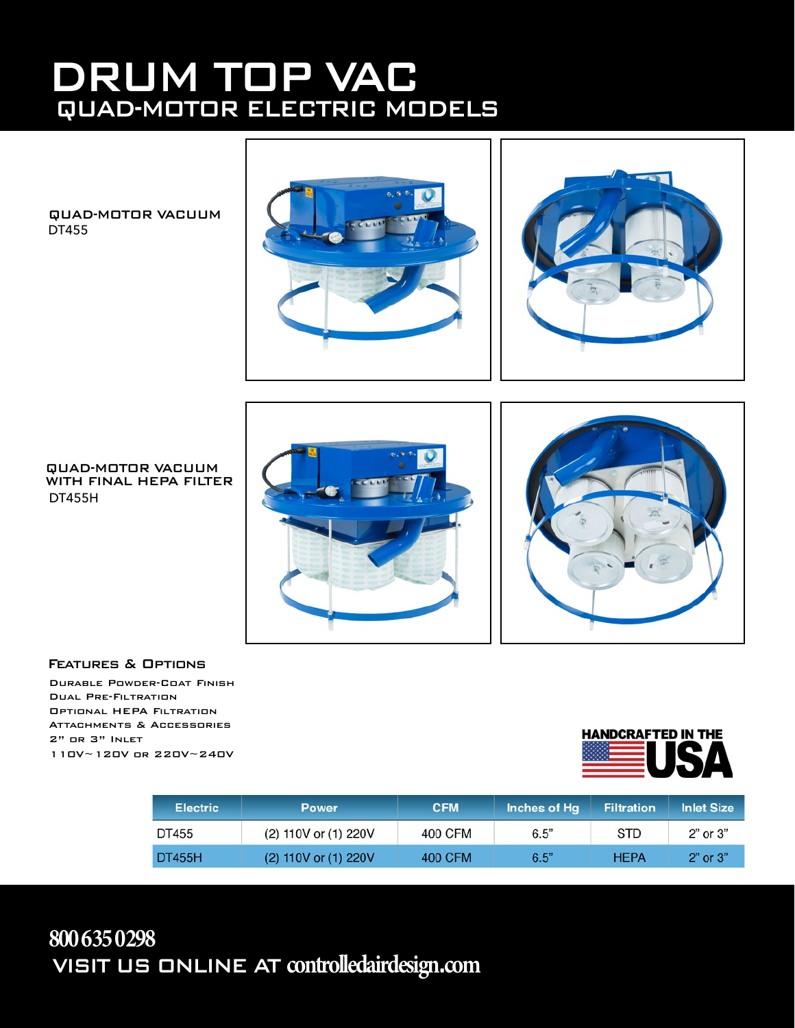# DRUM TOP VAC

## QUAD-MOTOR ELECTRIC MODELS

QUAD-MOTOR VACUUM
DT455

QUAD-MOTOR VACUUM WITH FINAL HEPA FILTER
DT455H

### Features & Options

- Durable Powder-Coat Finish
- Dual Pre-Filtration
- Optional HEPA Filtration
- Attachments & Accessories
- 2" or 3" Inlet
- 110V~120V or 220V~240V

HANDCRAFTED IN THE USA

| Electric | Power | CFM | Inches of Hg | Filtration | Inlet Size |
|---|---|---|---|---|---|
| DT455 | (2) 110V or (1) 220V | 400 CFM | 6.5" | STD | 2" or 3" |
| DT455H | (2) 110V or (1) 220V | 400 CFM | 6.5" | HEPA | 2" or 3" |

800 635 0298

VISIT US ONLINE AT controlledairdesign.com